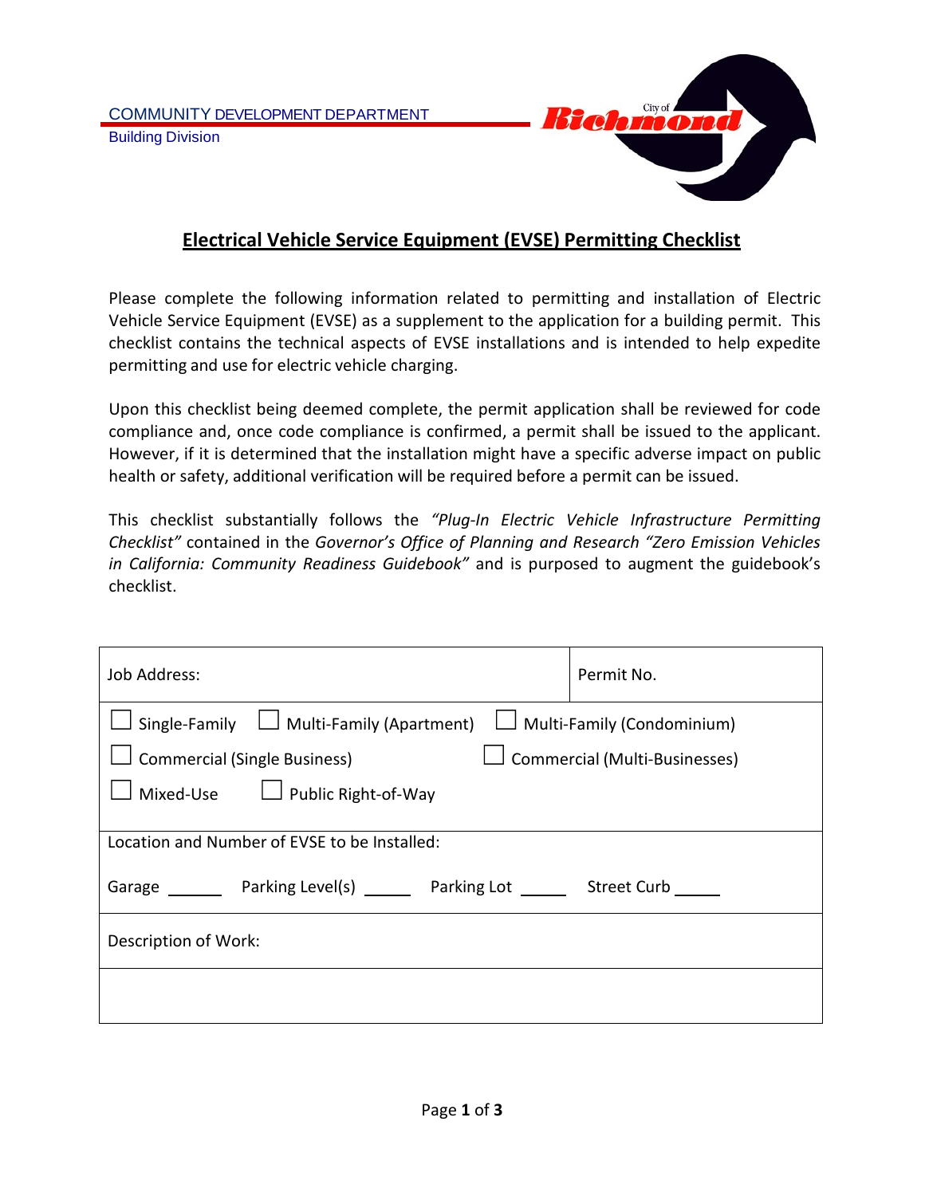COMMUNITY DEVELOPMENT DEPARTMENT

Building Division

City of Richmond

# Electrical Vehicle Service Equipment (EVSE) Permitting Checklist

Please complete the following information related to permitting and installation of Electric Vehicle Service Equipment (EVSE) as a supplement to the application for a building permit. This checklist contains the technical aspects of EVSE installations and is intended to help expedite permitting and use for electric vehicle charging.

Upon this checklist being deemed complete, the permit application shall be reviewed for code compliance and, once code compliance is confirmed, a permit shall be issued to the applicant. However, if it is determined that the installation might have a specific adverse impact on public health or safety, additional verification will be required before a permit can be issued.

This checklist substantially follows the *"Plug-In Electric Vehicle Infrastructure Permitting Checklist"* contained in the *Governor's Office of Planning and Research "Zero Emission Vehicles in California: Community Readiness Guidebook"* and is purposed to augment the guidebook's checklist.

| Job Address: | Permit No. |
|---|---|
| ☐ Single-Family ☐ Multi-Family (Apartment) ☐ Multi-Family (Condominium)<br>☐ Commercial (Single Business) ☐ Commercial (Multi-Businesses)<br>☐ Mixed-Use ☐ Public Right-of-Way | |
| Location and Number of EVSE to be Installed:<br>Garage ______ Parking Level(s) _____ Parking Lot _____ Street Curb _____ | |
| Description of Work: | |
| | |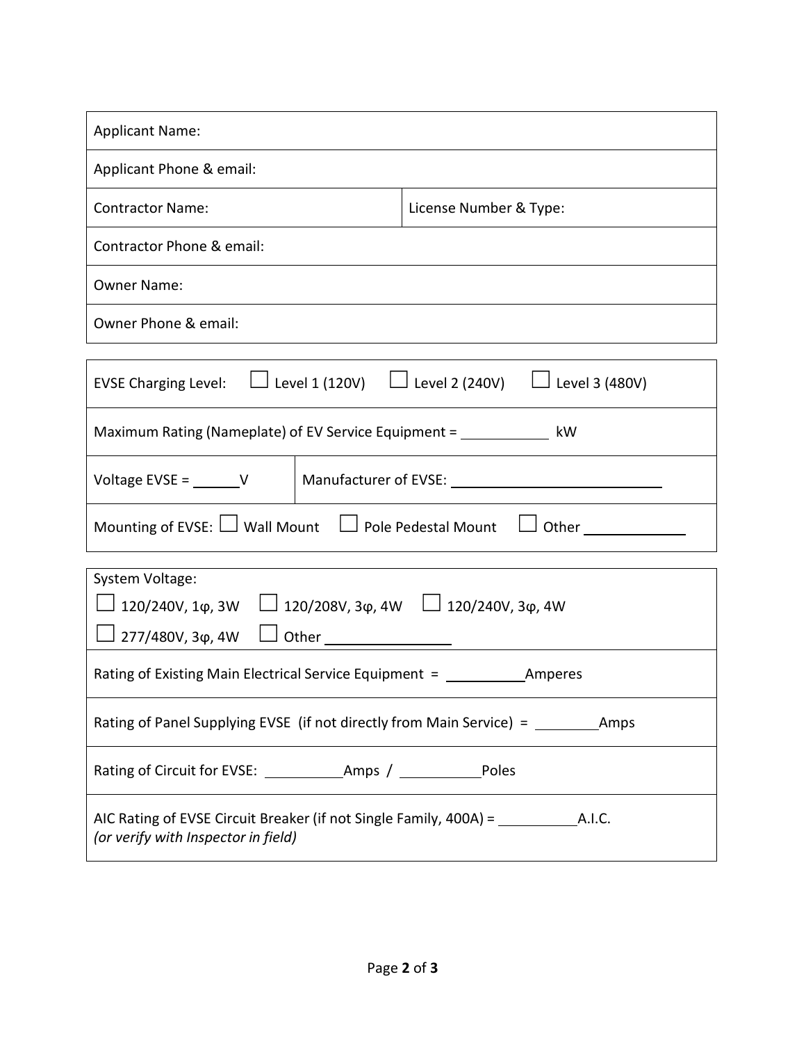| Applicant Name: | |
|---|---|
| Applicant Phone & email: | |
| Contractor Name: | License Number & Type: |
| Contractor Phone & email: | |
| Owner Name: | |
| Owner Phone & email: | |

| EVSE Charging Level: ☐ Level 1 (120V) ☐ Level 2 (240V) ☐ Level 3 (480V) | |
|---|---|
| Maximum Rating (Nameplate) of EV Service Equipment = ___________ kW | |
| Voltage EVSE = ______V | Manufacturer of EVSE: ___________________________ |
| Mounting of EVSE: ☐ Wall Mount ☐ Pole Pedestal Mount ☐ Other ____________ | |

| System Voltage:<br>☐ 120/240V, 1φ, 3W ☐ 120/208V, 3φ, 4W ☐ 120/240V, 3φ, 4W<br>☐ 277/480V, 3φ, 4W ☐ Other ________________ |
|---|
| Rating of Existing Main Electrical Service Equipment = __________Amperes |
| Rating of Panel Supplying EVSE (if not directly from Main Service) = ________Amps |
| Rating of Circuit for EVSE: __________Amps / __________Poles |
| AIC Rating of EVSE Circuit Breaker (if not Single Family, 400A) = __________A.I.C.<br>*(or verify with Inspector in field)* |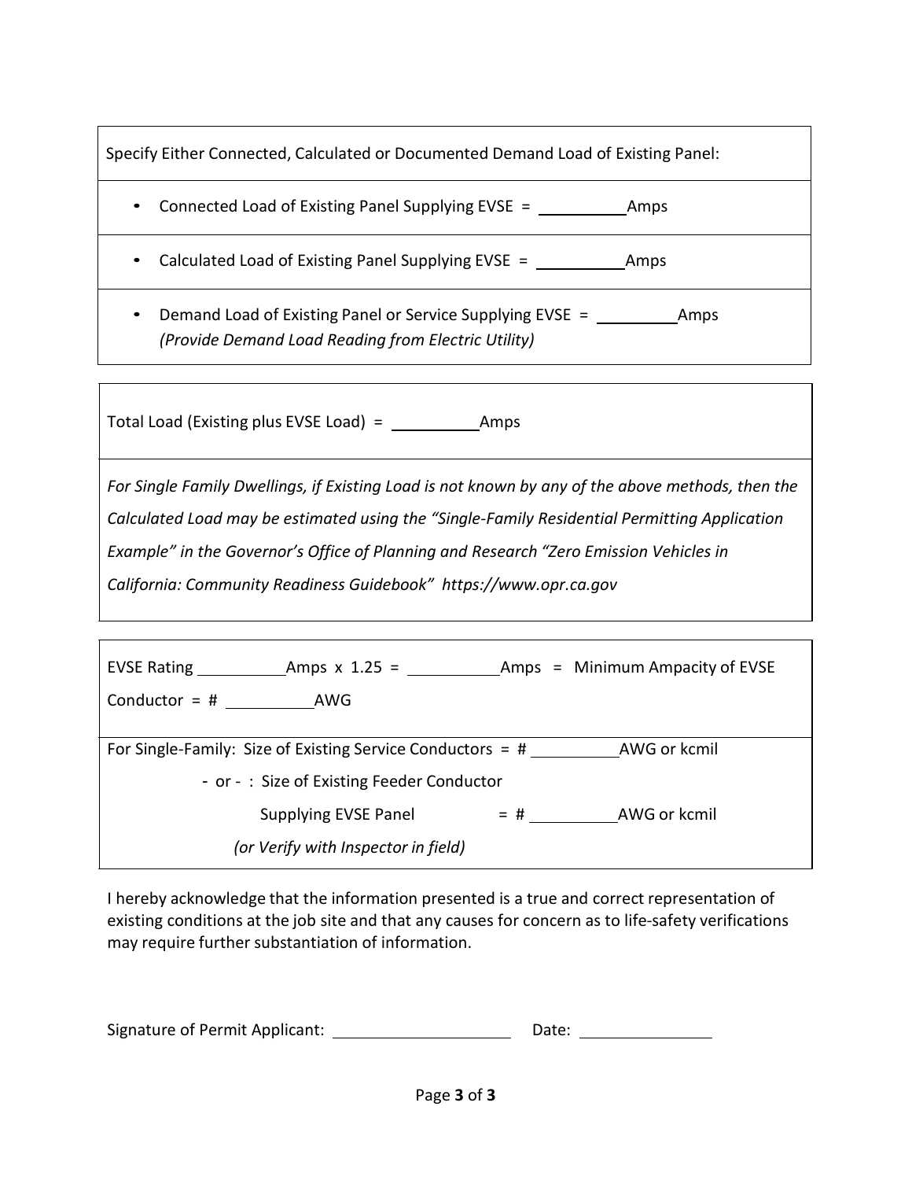Specify Either Connected, Calculated or Documented Demand Load of Existing Panel:

- Connected Load of Existing Panel Supplying EVSE = __________Amps
- Calculated Load of Existing Panel Supplying EVSE = __________Amps
- Demand Load of Existing Panel or Service Supplying EVSE = _________Amps
  *(Provide Demand Load Reading from Electric Utility)*

Total Load (Existing plus EVSE Load) = __________Amps

*For Single Family Dwellings, if Existing Load is not known by any of the above methods, then the Calculated Load may be estimated using the "Single-Family Residential Permitting Application Example" in the Governor's Office of Planning and Research "Zero Emission Vehicles in California: Community Readiness Guidebook" https://www.opr.ca.gov*

EVSE Rating __________Amps x 1.25 = __________Amps = Minimum Ampacity of EVSE Conductor = # __________AWG

For Single-Family: Size of Existing Service Conductors = # __________AWG or kcmil

- or - : Size of Existing Feeder Conductor Supplying EVSE Panel = # __________AWG or kcmil

*(or Verify with Inspector in field)*

I hereby acknowledge that the information presented is a true and correct representation of existing conditions at the job site and that any causes for concern as to life-safety verifications may require further substantiation of information.

Signature of Permit Applicant: ____________________ Date: _______________